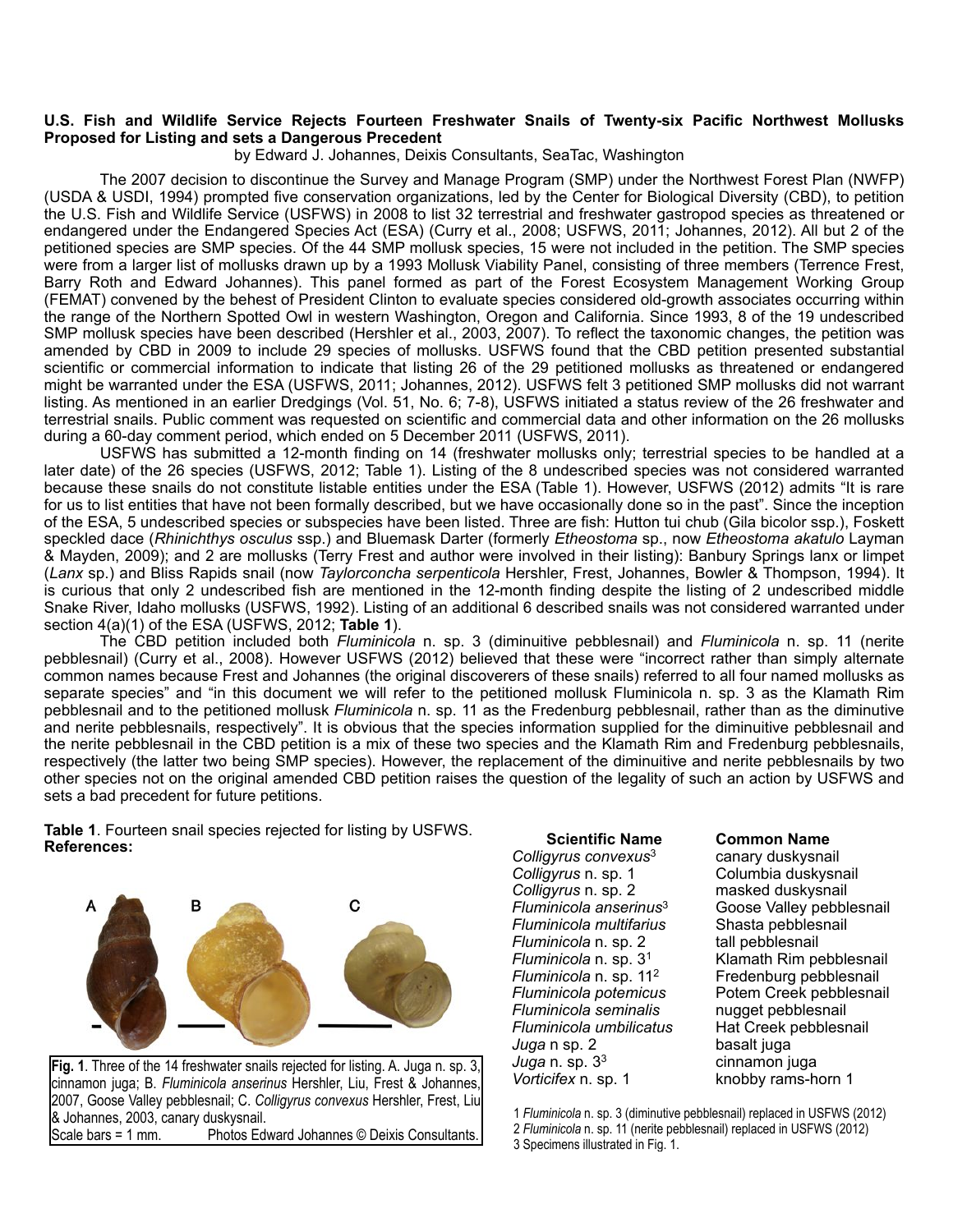## U.S. Fish and Wildlife Service Rejects Fourteen Freshwater Snails of Twenty-six Pacific Northwest Mollusks Proposed for Listing and sets a Dangerous Precedent

by Edward J. Johannes, Deixis Consultants, SeaTac, Washington

The 2007 decision to discontinue the Survey and Manage Program (SMP) under the Northwest Forest Plan (NWFP) (USDA & USDI, 1994) prompted five conservation organizations, led by the Center for Biological Diversity (CBD), to petition the U.S. Fish and Wildlife Service (USFWS) in 2008 to list 32 terrestrial and freshwater gastropod species as threatened or endangered under the Endangered Species Act (ESA) (Curry et al., 2008; USFWS, 2011; Johannes, 2012). All but 2 of the petitioned species are SMP species. Of the 44 SMP mollusk species, 15 were not included in the petition. The SMP species were from a larger list of mollusks drawn up by a 1993 Mollusk Viability Panel, consisting of three members (Terrence Frest, Barry Roth and Edward Johannes). This panel formed as part of the Forest Ecosystem Management Working Group (FEMAT) convened by the behest of President Clinton to evaluate species considered old-growth associates occurring within the range of the Northern Spotted Owl in western Washington, Oregon and California. Since 1993, 8 of the 19 undescribed SMP mollusk species have been described (Hershler et al., 2003, 2007). To reflect the taxonomic changes, the petition was amended by CBD in 2009 to include 29 species of mollusks. USFWS found that the CBD petition presented substantial scientific or commercial information to indicate that listing 26 of the 29 petitioned mollusks as threatened or endangered might be warranted under the ESA (USFWS, 2011; Johannes, 2012). USFWS felt 3 petitioned SMP mollusks did not warrant listing. As mentioned in an earlier Dredgings (Vol. 51, No. 6; 7-8), USFWS initiated a status review of the 26 freshwater and terrestrial snails. Public comment was requested on scientific and commercial data and other information on the 26 mollusks during a 60-day comment period, which ended on 5 December 2011 (USFWS, 2011).

USFWS has submitted a 12-month finding on 14 (freshwater mollusks only; terrestrial species to be handled at a later date) of the 26 species (USFWS, 2012; Table 1). Listing of the 8 undescribed species was not considered warranted because these snails do not constitute listable entities under the ESA (Table 1). However, USFWS (2012) admits "It is rare for us to list entities that have not been formally described, but we have occasionally done so in the past". Since the inception of the ESA, 5 undescribed species or subspecies have been listed. Three are fish: Hutton tui chub (Gila bicolor ssp.), Foskett speckled dace (*Rhinichthys osculus* ssp.) and Bluemask Darter (formerly *Etheostoma* sp., now *Etheostoma akatulo* Layman & Mayden, 2009); and 2 are mollusks (Terry Frest and author were involved in their listing): Banbury Springs lanx or limpet (*Lanx* sp.) and Bliss Rapids snail (now *Taylorconcha serpenticola* Hershler, Frest, Johannes, Bowler & Thompson, 1994). It is curious that only 2 undescribed fish are mentioned in the 12-month finding despite the listing of 2 undescribed middle Snake River, Idaho mollusks (USFWS, 1992). Listing of an additional 6 described snails was not considered warranted under section 4(a)(1) of the ESA (USFWS, 2012; **Table 1**).

The CBD petition included both *Fluminicola* n. sp. 3 (diminutive pebblesnail) and *Fluminicola* n. sp. 11 (nerite pebblesnail) (Curry et al., 2008). However USFWS (2012) believed that these were "incorrect rather than simply alternate common names because Frest and Johannes (the original discoverers of these snails) referred to all four named mollusks as separate species" and "in this document we will refer to the petitioned mollusk Fluminicola n. sp. 3 as the Klamath Rim pebblesnail and to the petitioned mollusk *Fluminicola* n. sp. 11 as the Fredenburg pebblesnail, rather than as the diminutive and nerite pebblesnails, respectively". It is obvious that the species information supplied for the diminutive pebblesnail and the nerite pebblesnail in the CBD petition is a mix of these two species and the Klamath Rim and Fredenburg pebblesnails, respectively (the latter two being SMP species). However, the replacement of the diminutive and nerite pebblesnails by two other species not on the original amended CBD petition raises the question of the legality of such an action by USFWS and sets a bad precedent for future petitions.

**Table 1**. Fourteen snail species rejected for listing by USFWS.

| Scientific Name | Common Name |
|---|---|
| *Colligyrus convexus*[3] | canary duskysnail |
| *Colligyrus* n. sp. 1 | Columbia duskysnail |
| *Colligyrus* n. sp. 2 | masked duskysnail |
| *Fluminicola anserinus*[3] | Goose Valley pebblesnail |
| *Fluminicola multifarius* | Shasta pebblesnail |
| *Fluminicola* n. sp. 2 | tall pebblesnail |
| *Fluminicola* n. sp. 3[1] | Klamath Rim pebblesnail |
| *Fluminicola* n. sp. 11[2] | Fredenburg pebblesnail |
| *Fluminicola potemicus* | Potem Creek pebblesnail |
| *Fluminicola seminalis* | nugget pebblesnail |
| *Fluminicola umbilicatus* | Hat Creek pebblesnail |
| *Juga* n sp. 2 | basalt juga |
| *Juga* n. sp. 3[3] | cinnamon juga |
| *Vorticifex* n. sp. 1 | knobby rams-horn 1 |

1 *Fluminicola* n. sp. 3 (diminutive pebblesnail) replaced in USFWS (2012)
2 *Fluminicola* n. sp. 11 (nerite pebblesnail) replaced in USFWS (2012)
3 Specimens illustrated in Fig. 1.

**Fig. 1**. Three of the 14 freshwater snails rejected for listing. A. Juga n. sp. 3, cinnamon juga; B. *Fluminicola anserinus* Hershler, Liu, Frest & Johannes, 2007, Goose Valley pebblesnail; C. *Colligyrus convexus* Hershler, Frest, Liu & Johannes, 2003, canary duskysnail.
Scale bars = 1 mm. Photos Edward Johannes © Deixis Consultants.

**References:**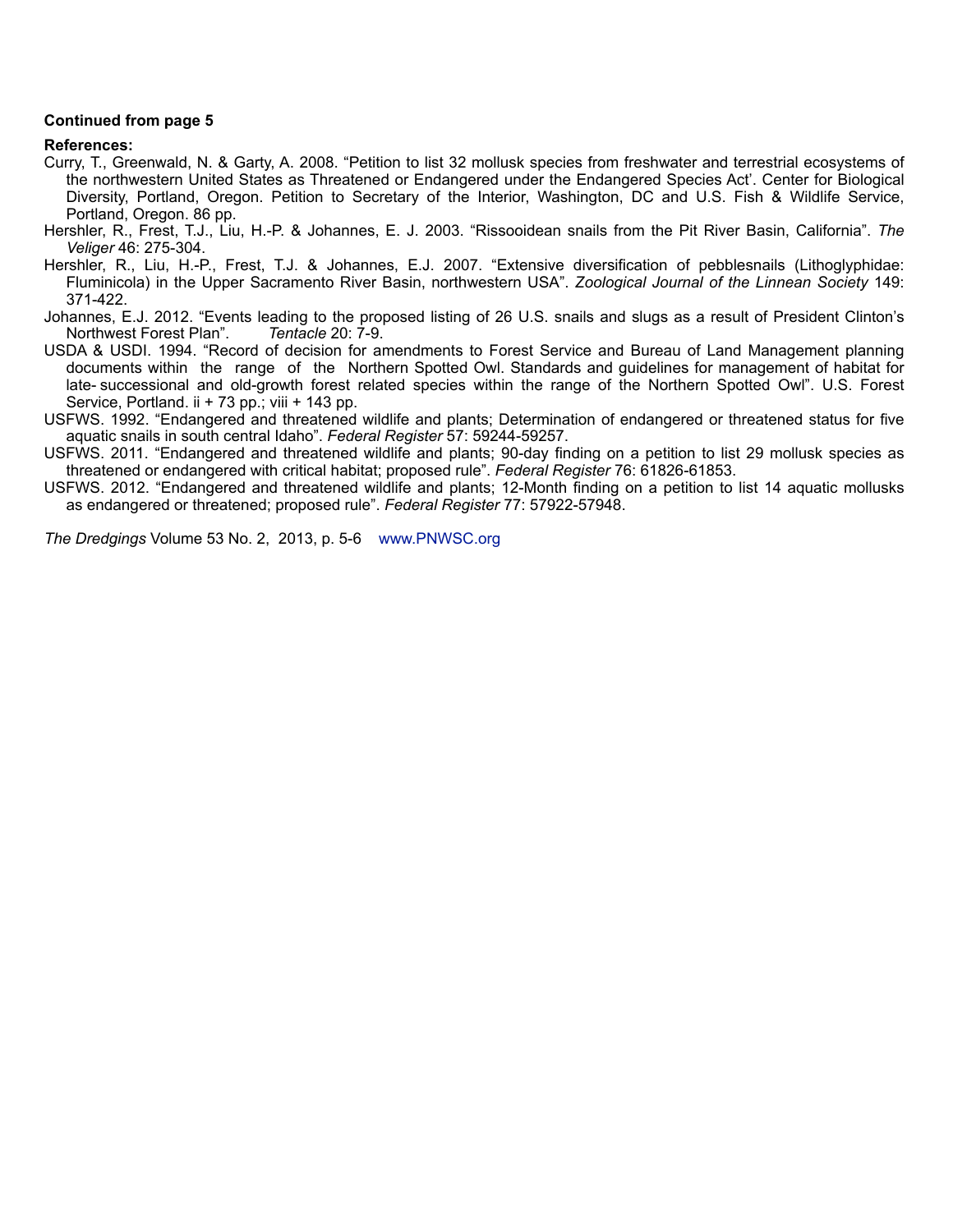**Continued from page 5**

**References:**

Curry, T., Greenwald, N. & Garty, A. 2008. "Petition to list 32 mollusk species from freshwater and terrestrial ecosystems of the northwestern United States as Threatened or Endangered under the Endangered Species Act'. Center for Biological Diversity, Portland, Oregon. Petition to Secretary of the Interior, Washington, DC and U.S. Fish & Wildlife Service, Portland, Oregon. 86 pp.

Hershler, R., Frest, T.J., Liu, H.-P. & Johannes, E. J. 2003. "Rissooidean snails from the Pit River Basin, California". *The Veliger* 46: 275-304.

Hershler, R., Liu, H.-P., Frest, T.J. & Johannes, E.J. 2007. "Extensive diversification of pebblesnails (Lithoglyphidae: Fluminicola) in the Upper Sacramento River Basin, northwestern USA". *Zoological Journal of the Linnean Society* 149: 371-422.

Johannes, E.J. 2012. "Events leading to the proposed listing of 26 U.S. snails and slugs as a result of President Clinton's Northwest Forest Plan". *Tentacle* 20: 7-9.

USDA & USDI. 1994. "Record of decision for amendments to Forest Service and Bureau of Land Management planning documents within the range of the Northern Spotted Owl. Standards and guidelines for management of habitat for late- successional and old-growth forest related species within the range of the Northern Spotted Owl". U.S. Forest Service, Portland. ii + 73 pp.; viii + 143 pp.

USFWS. 1992. "Endangered and threatened wildlife and plants; Determination of endangered or threatened status for five aquatic snails in south central Idaho". *Federal Register* 57: 59244-59257.

USFWS. 2011. "Endangered and threatened wildlife and plants; 90-day finding on a petition to list 29 mollusk species as threatened or endangered with critical habitat; proposed rule". *Federal Register* 76: 61826-61853.

USFWS. 2012. "Endangered and threatened wildlife and plants; 12-Month finding on a petition to list 14 aquatic mollusks as endangered or threatened; proposed rule". *Federal Register* 77: 57922-57948.

*The Dredgings* Volume 53 No. 2, 2013, p. 5-6 www.PNWSC.org